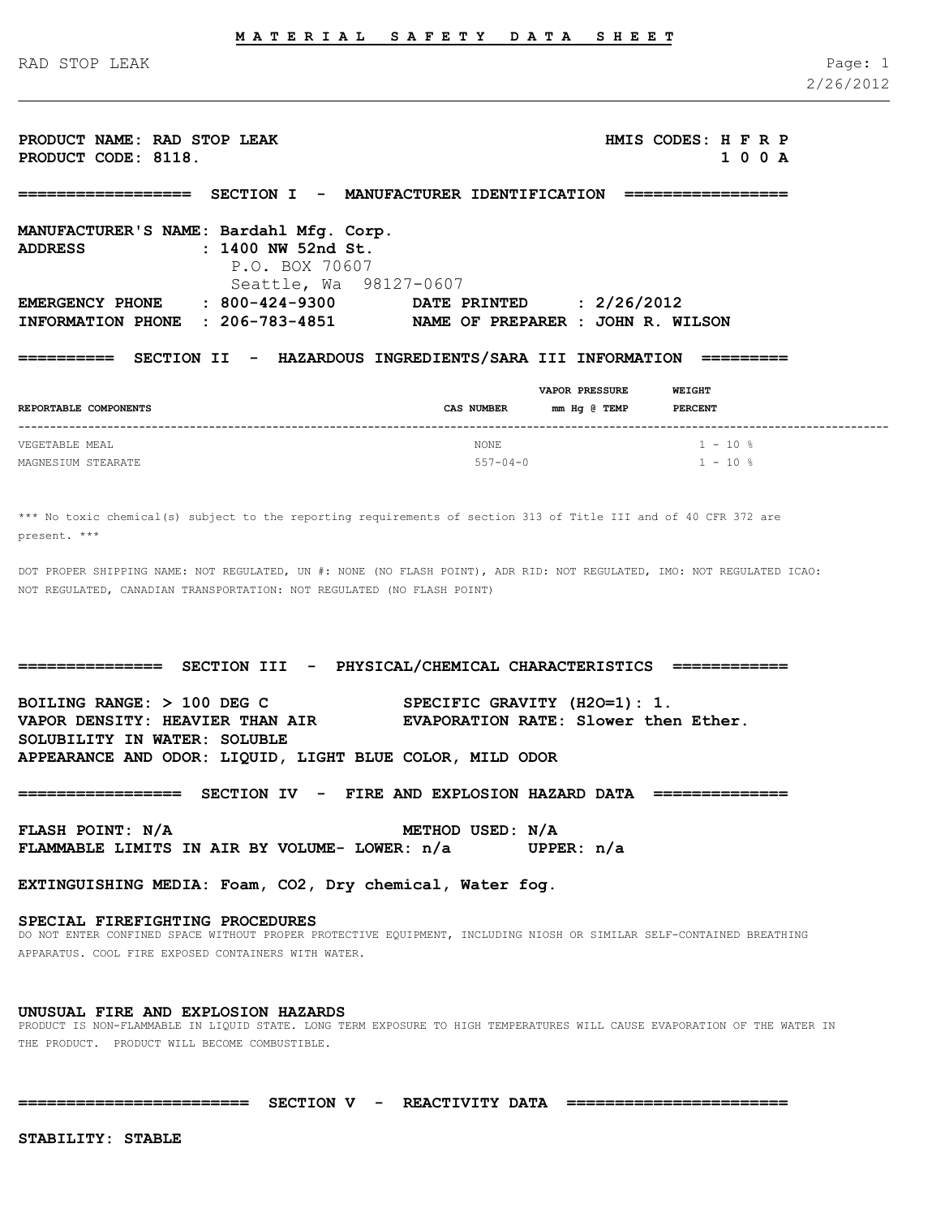# MATERIAL SAFETY DATA SHEET

**PRODUCT NAME: RAD STOP LEAK**
**PRODUCT CODE: 8118.**

**HMIS CODES:**

| H | F | R | P |
|---|---|---|---|
| 1 | 0 | 0 | A |

## SECTION I - MANUFACTURER IDENTIFICATION

**MANUFACTURER'S NAME:** Bardahl Mfg. Corp.
**ADDRESS:** 1400 NW 52nd St.
P.O. BOX 70607
Seattle, Wa 98127-0607

**EMERGENCY PHONE:** 800-424-9300
**INFORMATION PHONE:** 206-783-4851
**DATE PRINTED:** 2/26/2012
**NAME OF PREPARER:** JOHN R. WILSON

## SECTION II - HAZARDOUS INGREDIENTS/SARA III INFORMATION

| REPORTABLE COMPONENTS | CAS NUMBER | VAPOR PRESSURE mm Hg @ TEMP | WEIGHT PERCENT |
|---|---|---|---|
| VEGETABLE MEAL | NONE | | 1 - 10 % |
| MAGNESIUM STEARATE | 557-04-0 | | 1 - 10 % |

*** No toxic chemical(s) subject to the reporting requirements of section 313 of Title III and of 40 CFR 372 are present. ***

DOT PROPER SHIPPING NAME: NOT REGULATED, UN #: NONE (NO FLASH POINT), ADR RID: NOT REGULATED, IMO: NOT REGULATED ICAO: NOT REGULATED, CANADIAN TRANSPORTATION: NOT REGULATED (NO FLASH POINT)

## SECTION III - PHYSICAL/CHEMICAL CHARACTERISTICS

**BOILING RANGE:** > 100 DEG C
**SPECIFIC GRAVITY ($H_2O$=1):** 1.
**VAPOR DENSITY:** HEAVIER THAN AIR
**EVAPORATION RATE:** Slower then Ether.
**SOLUBILITY IN WATER:** SOLUBLE
**APPEARANCE AND ODOR:** LIQUID, LIGHT BLUE COLOR, MILD ODOR

## SECTION IV - FIRE AND EXPLOSION HAZARD DATA

**FLASH POINT:** N/A
**METHOD USED:** N/A
**FLAMMABLE LIMITS IN AIR BY VOLUME- LOWER:** n/a **UPPER:** n/a

**EXTINGUISHING MEDIA:** Foam, $CO_2$, Dry chemical, Water fog.

### SPECIAL FIREFIGHTING PROCEDURES

DO NOT ENTER CONFINED SPACE WITHOUT PROPER PROTECTIVE EQUIPMENT, INCLUDING NIOSH OR SIMILAR SELF-CONTAINED BREATHING APPARATUS. COOL FIRE EXPOSED CONTAINERS WITH WATER.

### UNUSUAL FIRE AND EXPLOSION HAZARDS

PRODUCT IS NON-FLAMMABLE IN LIQUID STATE. LONG TERM EXPOSURE TO HIGH TEMPERATURES WILL CAUSE EVAPORATION OF THE WATER IN THE PRODUCT. PRODUCT WILL BECOME COMBUSTIBLE.

## SECTION V - REACTIVITY DATA

**STABILITY:** STABLE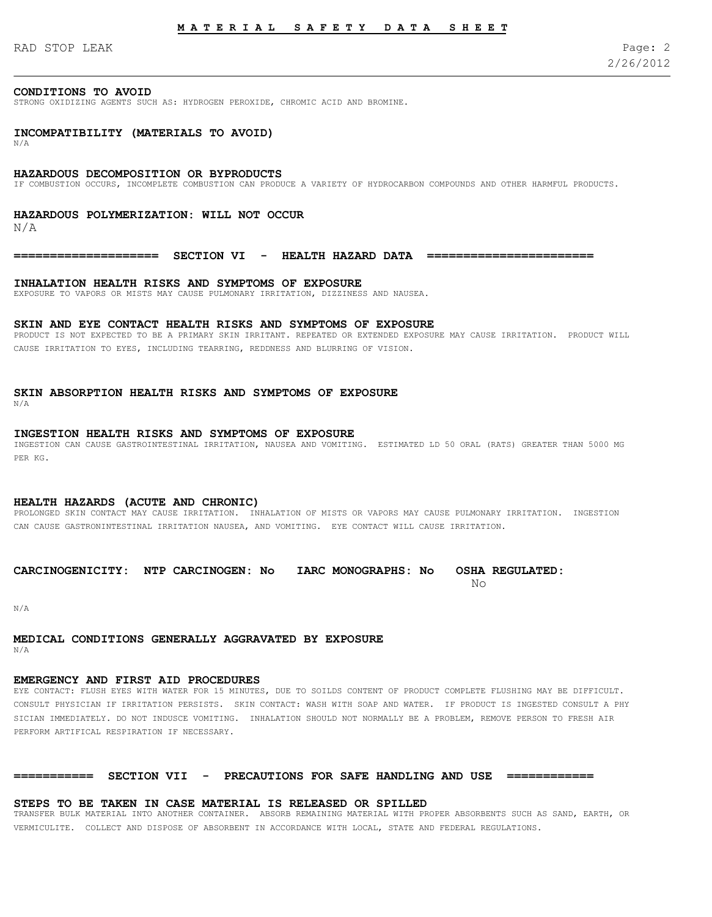**CONDITIONS TO AVOID**
STRONG OXIDIZING AGENTS SUCH AS: HYDROGEN PEROXIDE, CHROMIC ACID AND BROMINE.

**INCOMPATIBILITY (MATERIALS TO AVOID)**
N/A

**HAZARDOUS DECOMPOSITION OR BYPRODUCTS**
IF COMBUSTION OCCURS, INCOMPLETE COMBUSTION CAN PRODUCE A VARIETY OF HYDROCARBON COMPOUNDS AND OTHER HARMFUL PRODUCTS.

**HAZARDOUS POLYMERIZATION: WILL NOT OCCUR**
N/A

## ==================== SECTION VI - HEALTH HAZARD DATA ======================

**INHALATION HEALTH RISKS AND SYMPTOMS OF EXPOSURE**
EXPOSURE TO VAPORS OR MISTS MAY CAUSE PULMONARY IRRITATION, DIZZINESS AND NAUSEA.

**SKIN AND EYE CONTACT HEALTH RISKS AND SYMPTOMS OF EXPOSURE**
PRODUCT IS NOT EXPECTED TO BE A PRIMARY SKIN IRRITANT. REPEATED OR EXTENDED EXPOSURE MAY CAUSE IRRITATION. PRODUCT WILL CAUSE IRRITATION TO EYES, INCLUDING TEARRING, REDDNESS AND BLURRING OF VISION.

**SKIN ABSORPTION HEALTH RISKS AND SYMPTOMS OF EXPOSURE**
N/A

**INGESTION HEALTH RISKS AND SYMPTOMS OF EXPOSURE**
INGESTION CAN CAUSE GASTROINTESTINAL IRRITATION, NAUSEA AND VOMITING. ESTIMATED LD 50 ORAL (RATS) GREATER THAN 5000 MG PER KG.

**HEALTH HAZARDS (ACUTE AND CHRONIC)**
PROLONGED SKIN CONTACT MAY CAUSE IRRITATION. INHALATION OF MISTS OR VAPORS MAY CAUSE PULMONARY IRRITATION. INGESTION CAN CAUSE GASTRONINTESTINAL IRRITATION NAUSEA, AND VOMITING. EYE CONTACT WILL CAUSE IRRITATION.

**CARCINOGENICITY: NTP CARCINOGEN: No IARC MONOGRAPHS: No OSHA REGULATED:** No

N/A

**MEDICAL CONDITIONS GENERALLY AGGRAVATED BY EXPOSURE**
N/A

**EMERGENCY AND FIRST AID PROCEDURES**
EYE CONTACT: FLUSH EYES WITH WATER FOR 15 MINUTES, DUE TO SOILDS CONTENT OF PRODUCT COMPLETE FLUSHING MAY BE DIFFICULT. CONSULT PHYSICIAN IF IRRITATION PERSISTS. SKIN CONTACT: WASH WITH SOAP AND WATER. IF PRODUCT IS INGESTED CONSULT A PHY SICIAN IMMEDIATELY. DO NOT INDUSCE VOMITING. INHALATION SHOULD NOT NORMALLY BE A PROBLEM, REMOVE PERSON TO FRESH AIR PERFORM ARTIFICAL RESPIRATION IF NECESSARY.

## =========== SECTION VII - PRECAUTIONS FOR SAFE HANDLING AND USE ============

**STEPS TO BE TAKEN IN CASE MATERIAL IS RELEASED OR SPILLED**
TRANSFER BULK MATERIAL INTO ANOTHER CONTAINER. ABSORB REMAINING MATERIAL WITH PROPER ABSORBENTS SUCH AS SAND, EARTH, OR VERMICULITE. COLLECT AND DISPOSE OF ABSORBENT IN ACCORDANCE WITH LOCAL, STATE AND FEDERAL REGULATIONS.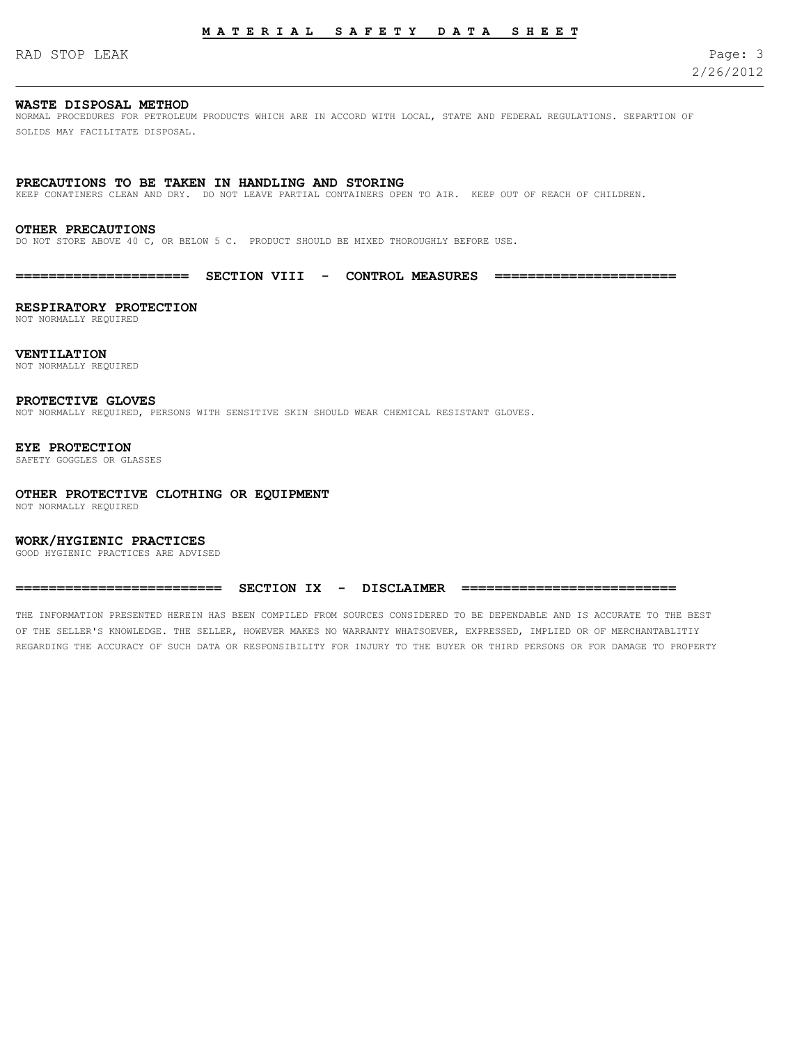**WASTE DISPOSAL METHOD**
NORMAL PROCEDURES FOR PETROLEUM PRODUCTS WHICH ARE IN ACCORD WITH LOCAL, STATE AND FEDERAL REGULATIONS. SEPARTION OF SOLIDS MAY FACILITATE DISPOSAL.

**PRECAUTIONS TO BE TAKEN IN HANDLING AND STORING**
KEEP CONATINERS CLEAN AND DRY. DO NOT LEAVE PARTIAL CONTAINERS OPEN TO AIR. KEEP OUT OF REACH OF CHILDREN.

**OTHER PRECAUTIONS**
DO NOT STORE ABOVE 40 C, OR BELOW 5 C. PRODUCT SHOULD BE MIXED THOROUGHLY BEFORE USE.

## ==================== SECTION VIII - CONTROL MEASURES ====================

**RESPIRATORY PROTECTION**
NOT NORMALLY REQUIRED

**VENTILATION**
NOT NORMALLY REQUIRED

**PROTECTIVE GLOVES**
NOT NORMALLY REQUIRED, PERSONS WITH SENSITIVE SKIN SHOULD WEAR CHEMICAL RESISTANT GLOVES.

**EYE PROTECTION**
SAFETY GOGGLES OR GLASSES

**OTHER PROTECTIVE CLOTHING OR EQUIPMENT**
NOT NORMALLY REQUIRED

**WORK/HYGIENIC PRACTICES**
GOOD HYGIENIC PRACTICES ARE ADVISED

## ======================== SECTION IX - DISCLAIMER ========================

THE INFORMATION PRESENTED HEREIN HAS BEEN COMPILED FROM SOURCES CONSIDERED TO BE DEPENDABLE AND IS ACCURATE TO THE BEST OF THE SELLER'S KNOWLEDGE. THE SELLER, HOWEVER MAKES NO WARRANTY WHATSOEVER, EXPRESSED, IMPLIED OR OF MERCHANTABLITIY REGARDING THE ACCURACY OF SUCH DATA OR RESPONSIBILITY FOR INJURY TO THE BUYER OR THIRD PERSONS OR FOR DAMAGE TO PROPERTY